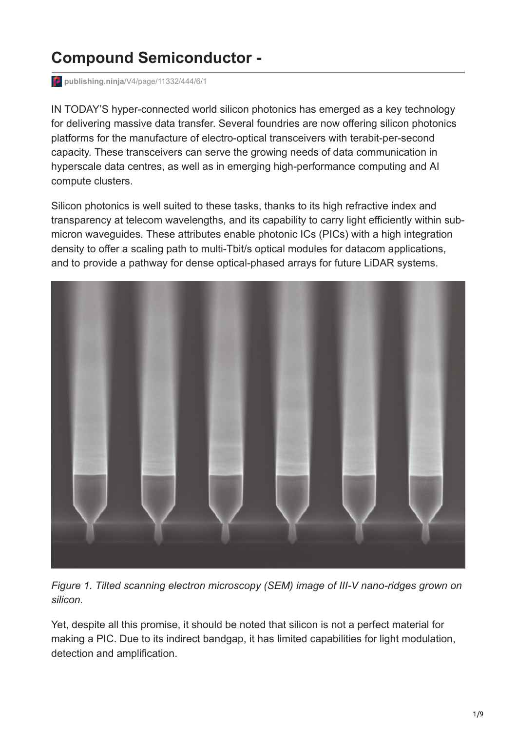# Compound Semiconductor -

publishing.ninja/V4/page/11332/444/6/1

IN TODAY'S hyper-connected world silicon photonics has emerged as a key technology for delivering massive data transfer. Several foundries are now offering silicon photonics platforms for the manufacture of electro-optical transceivers with terabit-per-second capacity. These transceivers can serve the growing needs of data communication in hyperscale data centres, as well as in emerging high-performance computing and AI compute clusters.

Silicon photonics is well suited to these tasks, thanks to its high refractive index and transparency at telecom wavelengths, and its capability to carry light efficiently within sub-micron waveguides. These attributes enable photonic ICs (PICs) with a high integration density to offer a scaling path to multi-Tbit/s optical modules for datacom applications, and to provide a pathway for dense optical-phased arrays for future LiDAR systems.

*Figure 1. Tilted scanning electron microscopy (SEM) image of III-V nano-ridges grown on silicon.*

Yet, despite all this promise, it should be noted that silicon is not a perfect material for making a PIC. Due to its indirect bandgap, it has limited capabilities for light modulation, detection and amplification.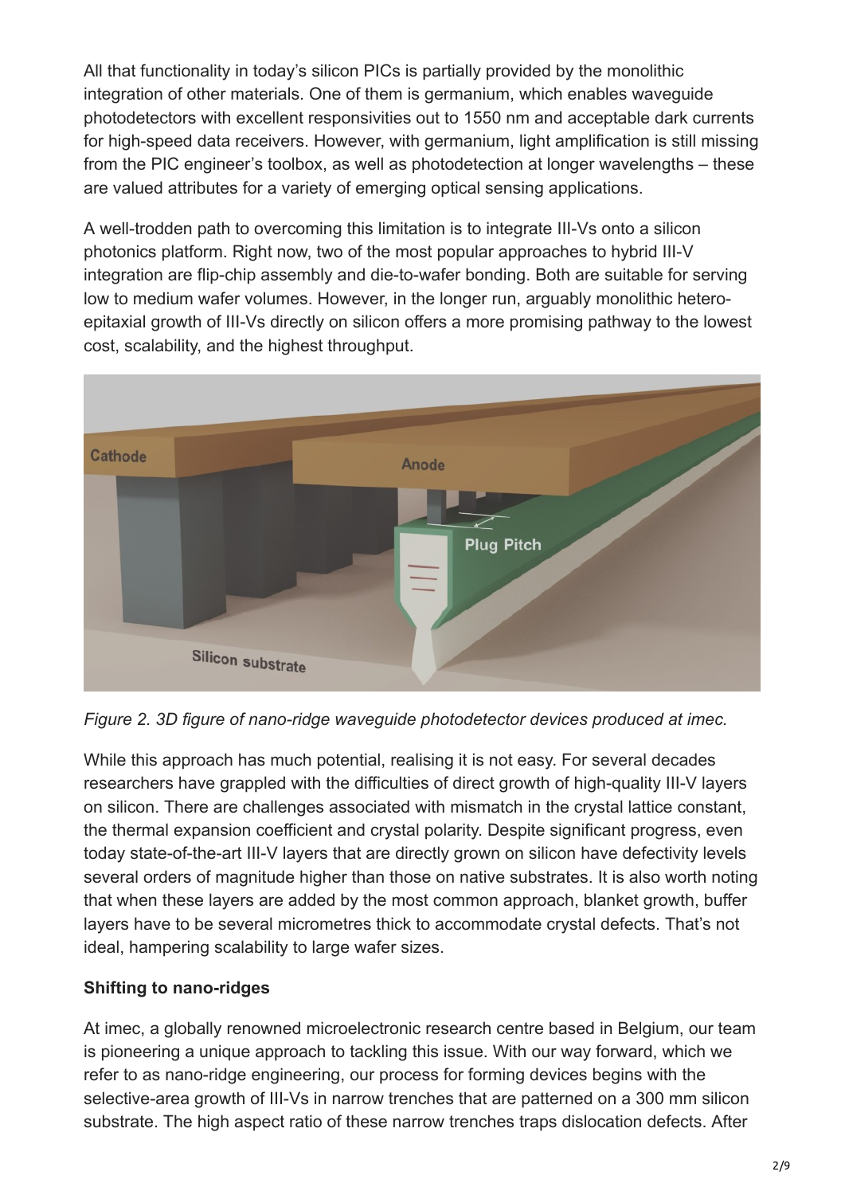All that functionality in today's silicon PICs is partially provided by the monolithic integration of other materials. One of them is germanium, which enables waveguide photodetectors with excellent responsivities out to 1550 nm and acceptable dark currents for high-speed data receivers. However, with germanium, light amplification is still missing from the PIC engineer's toolbox, as well as photodetection at longer wavelengths – these are valued attributes for a variety of emerging optical sensing applications.

A well-trodden path to overcoming this limitation is to integrate III-Vs onto a silicon photonics platform. Right now, two of the most popular approaches to hybrid III-V integration are flip-chip assembly and die-to-wafer bonding. Both are suitable for serving low to medium wafer volumes. However, in the longer run, arguably monolithic hetero-epitaxial growth of III-Vs directly on silicon offers a more promising pathway to the lowest cost, scalability, and the highest throughput.

*Figure 2. 3D figure of nano-ridge waveguide photodetector devices produced at imec.*

While this approach has much potential, realising it is not easy. For several decades researchers have grappled with the difficulties of direct growth of high-quality III-V layers on silicon. There are challenges associated with mismatch in the crystal lattice constant, the thermal expansion coefficient and crystal polarity. Despite significant progress, even today state-of-the-art III-V layers that are directly grown on silicon have defectivity levels several orders of magnitude higher than those on native substrates. It is also worth noting that when these layers are added by the most common approach, blanket growth, buffer layers have to be several micrometres thick to accommodate crystal defects. That's not ideal, hampering scalability to large wafer sizes.

**Shifting to nano-ridges**

At imec, a globally renowned microelectronic research centre based in Belgium, our team is pioneering a unique approach to tackling this issue. With our way forward, which we refer to as nano-ridge engineering, our process for forming devices begins with the selective-area growth of III-Vs in narrow trenches that are patterned on a 300 mm silicon substrate. The high aspect ratio of these narrow trenches traps dislocation defects. After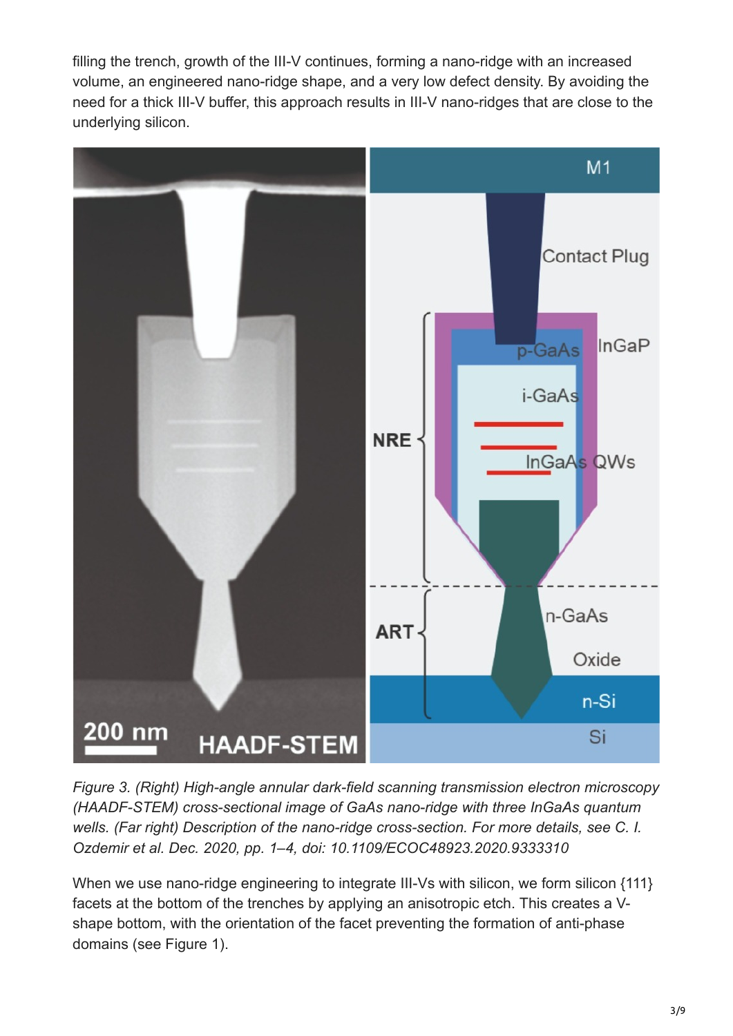filling the trench, growth of the III-V continues, forming a nano-ridge with an increased volume, an engineered nano-ridge shape, and a very low defect density. By avoiding the need for a thick III-V buffer, this approach results in III-V nano-ridges that are close to the underlying silicon.

*Figure 3. (Right) High-angle annular dark-field scanning transmission electron microscopy (HAADF-STEM) cross-sectional image of GaAs nano-ridge with three InGaAs quantum wells. (Far right) Description of the nano-ridge cross-section. For more details, see C. I. Ozdemir et al. Dec. 2020, pp. 1–4, doi: 10.1109/ECOC48923.2020.9333310*

When we use nano-ridge engineering to integrate III-Vs with silicon, we form silicon {111} facets at the bottom of the trenches by applying an anisotropic etch. This creates a V-shape bottom, with the orientation of the facet preventing the formation of anti-phase domains (see Figure 1).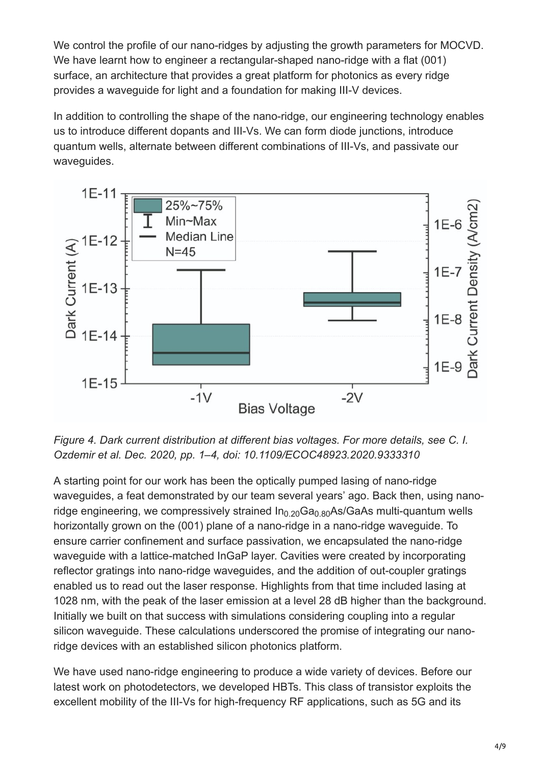We control the profile of our nano-ridges by adjusting the growth parameters for MOCVD. We have learnt how to engineer a rectangular-shaped nano-ridge with a flat (001) surface, an architecture that provides a great platform for photonics as every ridge provides a waveguide for light and a foundation for making III-V devices.

In addition to controlling the shape of the nano-ridge, our engineering technology enables us to introduce different dopants and III-Vs. We can form diode junctions, introduce quantum wells, alternate between different combinations of III-Vs, and passivate our waveguides.

*Figure 4. Dark current distribution at different bias voltages. For more details, see C. I. Ozdemir et al. Dec. 2020, pp. 1–4, doi: 10.1109/ECOC48923.2020.9333310*

A starting point for our work has been the optically pumped lasing of nano-ridge waveguides, a feat demonstrated by our team several years' ago. Back then, using nano-ridge engineering, we compressively strained $In_{0.20}Ga_{0.80}As/GaAs$ multi-quantum wells horizontally grown on the (001) plane of a nano-ridge in a nano-ridge waveguide. To ensure carrier confinement and surface passivation, we encapsulated the nano-ridge waveguide with a lattice-matched InGaP layer. Cavities were created by incorporating reflector gratings into nano-ridge waveguides, and the addition of out-coupler gratings enabled us to read out the laser response. Highlights from that time included lasing at 1028 nm, with the peak of the laser emission at a level 28 dB higher than the background. Initially we built on that success with simulations considering coupling into a regular silicon waveguide. These calculations underscored the promise of integrating our nano-ridge devices with an established silicon photonics platform.

We have used nano-ridge engineering to produce a wide variety of devices. Before our latest work on photodetectors, we developed HBTs. This class of transistor exploits the excellent mobility of the III-Vs for high-frequency RF applications, such as 5G and its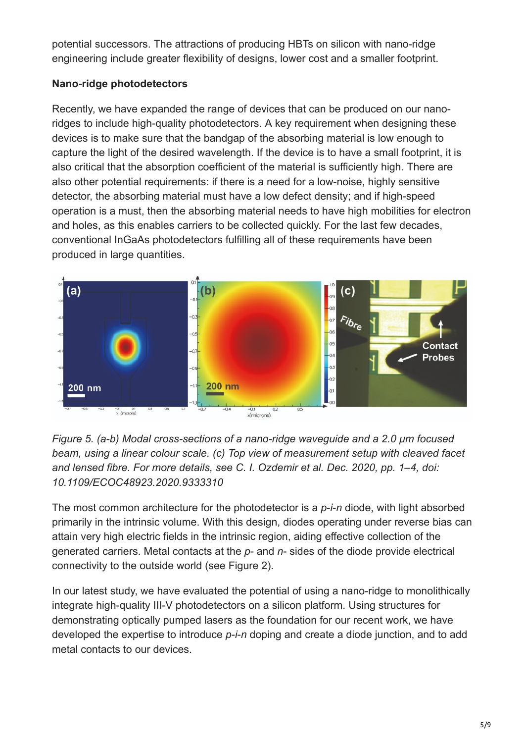potential successors. The attractions of producing HBTs on silicon with nano-ridge engineering include greater flexibility of designs, lower cost and a smaller footprint.

**Nano-ridge photodetectors**

Recently, we have expanded the range of devices that can be produced on our nano-ridges to include high-quality photodetectors. A key requirement when designing these devices is to make sure that the bandgap of the absorbing material is low enough to capture the light of the desired wavelength. If the device is to have a small footprint, it is also critical that the absorption coefficient of the material is sufficiently high. There are also other potential requirements: if there is a need for a low-noise, highly sensitive detector, the absorbing material must have a low defect density; and if high-speed operation is a must, then the absorbing material needs to have high mobilities for electron and holes, as this enables carriers to be collected quickly. For the last few decades, conventional InGaAs photodetectors fulfilling all of these requirements have been produced in large quantities.

*Figure 5. (a-b) Modal cross-sections of a nano-ridge waveguide and a 2.0 μm focused beam, using a linear colour scale. (c) Top view of measurement setup with cleaved facet and lensed fibre. For more details, see C. I. Ozdemir et al. Dec. 2020, pp. 1–4, doi: 10.1109/ECOC48923.2020.9333310*

The most common architecture for the photodetector is a *p-i-n* diode, with light absorbed primarily in the intrinsic volume. With this design, diodes operating under reverse bias can attain very high electric fields in the intrinsic region, aiding effective collection of the generated carriers. Metal contacts at the *p-* and *n-* sides of the diode provide electrical connectivity to the outside world (see Figure 2).

In our latest study, we have evaluated the potential of using a nano-ridge to monolithically integrate high-quality III-V photodetectors on a silicon platform. Using structures for demonstrating optically pumped lasers as the foundation for our recent work, we have developed the expertise to introduce *p-i-n* doping and create a diode junction, and to add metal contacts to our devices.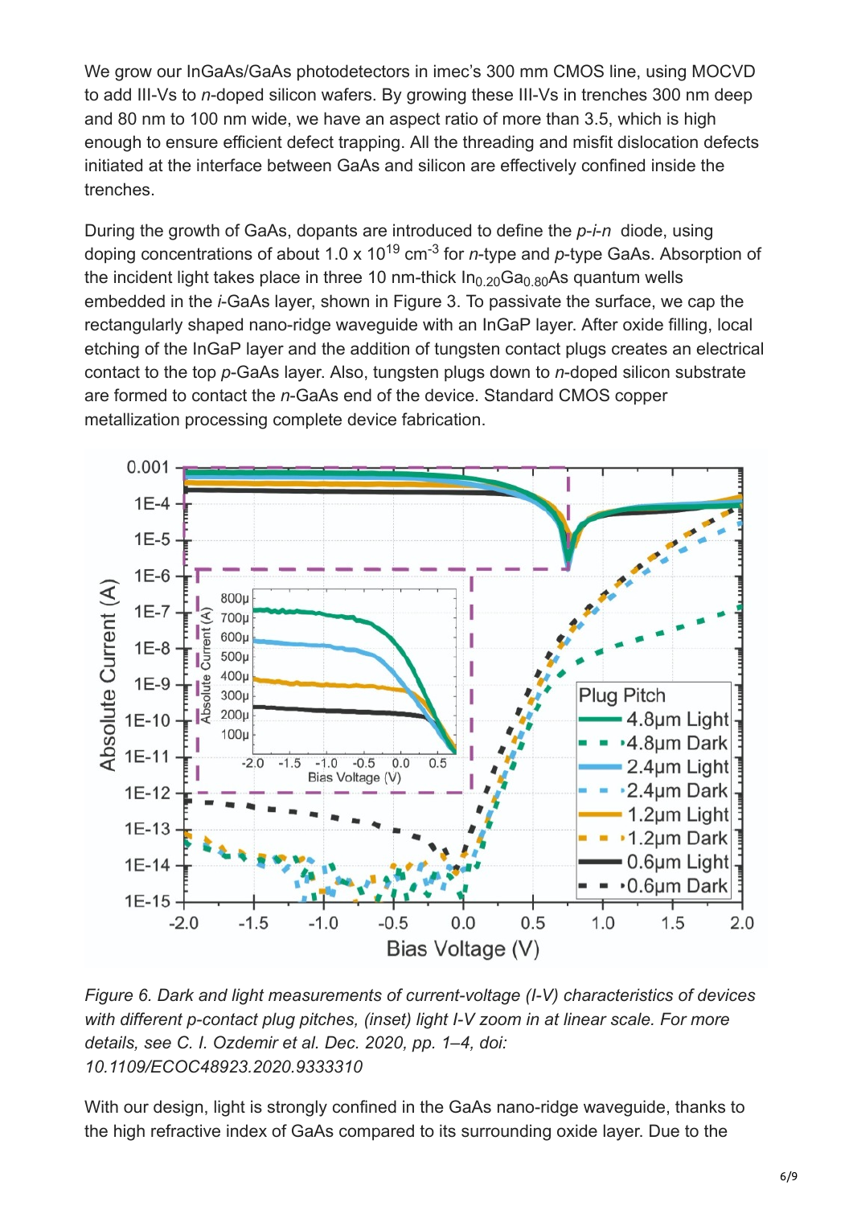We grow our InGaAs/GaAs photodetectors in imec's 300 mm CMOS line, using MOCVD to add III-Vs to *n*-doped silicon wafers. By growing these III-Vs in trenches 300 nm deep and 80 nm to 100 nm wide, we have an aspect ratio of more than 3.5, which is high enough to ensure efficient defect trapping. All the threading and misfit dislocation defects initiated at the interface between GaAs and silicon are effectively confined inside the trenches.

During the growth of GaAs, dopants are introduced to define the *p-i-n* diode, using doping concentrations of about 1.0 x $10^{19}$ $cm^{-3}$ for *n*-type and *p*-type GaAs. Absorption of the incident light takes place in three 10 nm-thick $In_{0.20}Ga_{0.80}As$ quantum wells embedded in the *i*-GaAs layer, shown in Figure 3. To passivate the surface, we cap the rectangularly shaped nano-ridge waveguide with an InGaP layer. After oxide filling, local etching of the InGaP layer and the addition of tungsten contact plugs creates an electrical contact to the top *p*-GaAs layer. Also, tungsten plugs down to *n*-doped silicon substrate are formed to contact the *n*-GaAs end of the device. Standard CMOS copper metallization processing complete device fabrication.

*Figure 6. Dark and light measurements of current-voltage (I-V) characteristics of devices with different p-contact plug pitches, (inset) light I-V zoom in at linear scale. For more details, see C. I. Ozdemir et al. Dec. 2020, pp. 1–4, doi: 10.1109/ECOC48923.2020.9333310*

With our design, light is strongly confined in the GaAs nano-ridge waveguide, thanks to the high refractive index of GaAs compared to its surrounding oxide layer. Due to the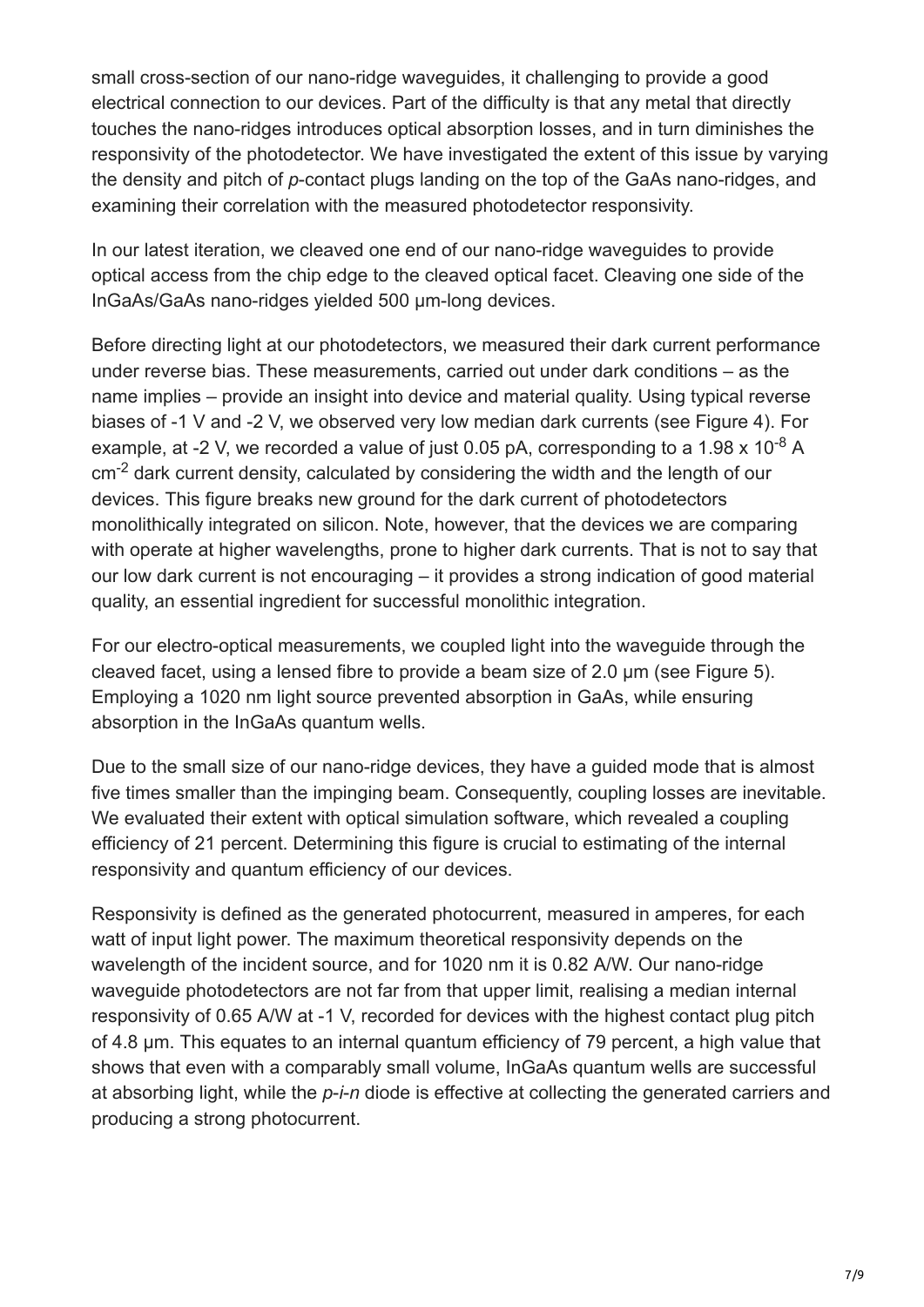small cross-section of our nano-ridge waveguides, it challenging to provide a good electrical connection to our devices. Part of the difficulty is that any metal that directly touches the nano-ridges introduces optical absorption losses, and in turn diminishes the responsivity of the photodetector. We have investigated the extent of this issue by varying the density and pitch of *p*-contact plugs landing on the top of the GaAs nano-ridges, and examining their correlation with the measured photodetector responsivity.

In our latest iteration, we cleaved one end of our nano-ridge waveguides to provide optical access from the chip edge to the cleaved optical facet. Cleaving one side of the InGaAs/GaAs nano-ridges yielded 500 μm-long devices.

Before directing light at our photodetectors, we measured their dark current performance under reverse bias. These measurements, carried out under dark conditions – as the name implies – provide an insight into device and material quality. Using typical reverse biases of -1 V and -2 V, we observed very low median dark currents (see Figure 4). For example, at -2 V, we recorded a value of just 0.05 pA, corresponding to a $1.98 \times 10^{-8}$ A $cm^{-2}$ dark current density, calculated by considering the width and the length of our devices. This figure breaks new ground for the dark current of photodetectors monolithically integrated on silicon. Note, however, that the devices we are comparing with operate at higher wavelengths, prone to higher dark currents. That is not to say that our low dark current is not encouraging – it provides a strong indication of good material quality, an essential ingredient for successful monolithic integration.

For our electro-optical measurements, we coupled light into the waveguide through the cleaved facet, using a lensed fibre to provide a beam size of 2.0 μm (see Figure 5). Employing a 1020 nm light source prevented absorption in GaAs, while ensuring absorption in the InGaAs quantum wells.

Due to the small size of our nano-ridge devices, they have a guided mode that is almost five times smaller than the impinging beam. Consequently, coupling losses are inevitable. We evaluated their extent with optical simulation software, which revealed a coupling efficiency of 21 percent. Determining this figure is crucial to estimating of the internal responsivity and quantum efficiency of our devices.

Responsivity is defined as the generated photocurrent, measured in amperes, for each watt of input light power. The maximum theoretical responsivity depends on the wavelength of the incident source, and for 1020 nm it is 0.82 A/W. Our nano-ridge waveguide photodetectors are not far from that upper limit, realising a median internal responsivity of 0.65 A/W at -1 V, recorded for devices with the highest contact plug pitch of 4.8 μm. This equates to an internal quantum efficiency of 79 percent, a high value that shows that even with a comparably small volume, InGaAs quantum wells are successful at absorbing light, while the *p*-*i*-*n* diode is effective at collecting the generated carriers and producing a strong photocurrent.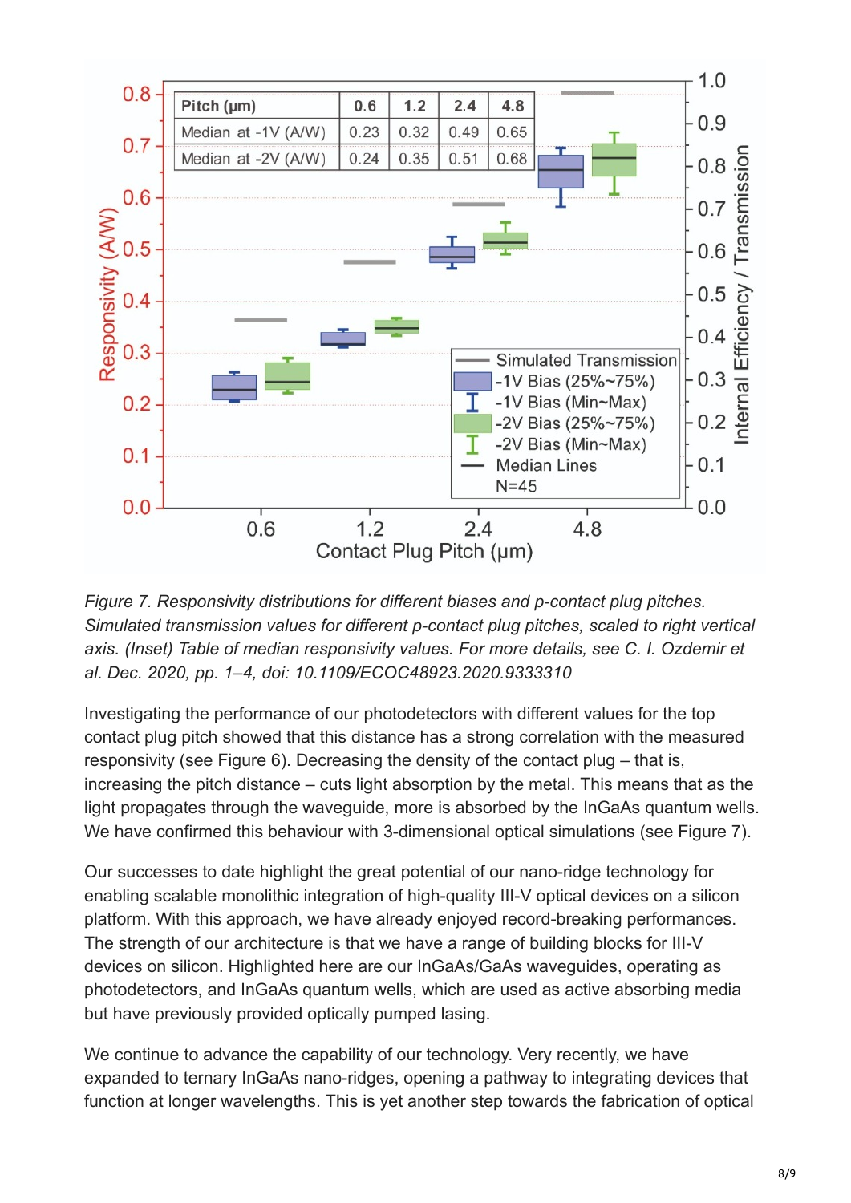*Figure 7. Responsivity distributions for different biases and p-contact plug pitches. Simulated transmission values for different p-contact plug pitches, scaled to right vertical axis. (Inset) Table of median responsivity values. For more details, see C. I. Ozdemir et al. Dec. 2020, pp. 1–4, doi: 10.1109/ECOC48923.2020.9333310*

Investigating the performance of our photodetectors with different values for the top contact plug pitch showed that this distance has a strong correlation with the measured responsivity (see Figure 6). Decreasing the density of the contact plug – that is, increasing the pitch distance – cuts light absorption by the metal. This means that as the light propagates through the waveguide, more is absorbed by the InGaAs quantum wells. We have confirmed this behaviour with 3-dimensional optical simulations (see Figure 7).

Our successes to date highlight the great potential of our nano-ridge technology for enabling scalable monolithic integration of high-quality III-V optical devices on a silicon platform. With this approach, we have already enjoyed record-breaking performances. The strength of our architecture is that we have a range of building blocks for III-V devices on silicon. Highlighted here are our InGaAs/GaAs waveguides, operating as photodetectors, and InGaAs quantum wells, which are used as active absorbing media but have previously provided optically pumped lasing.

We continue to advance the capability of our technology. Very recently, we have expanded to ternary InGaAs nano-ridges, opening a pathway to integrating devices that function at longer wavelengths. This is yet another step towards the fabrication of optical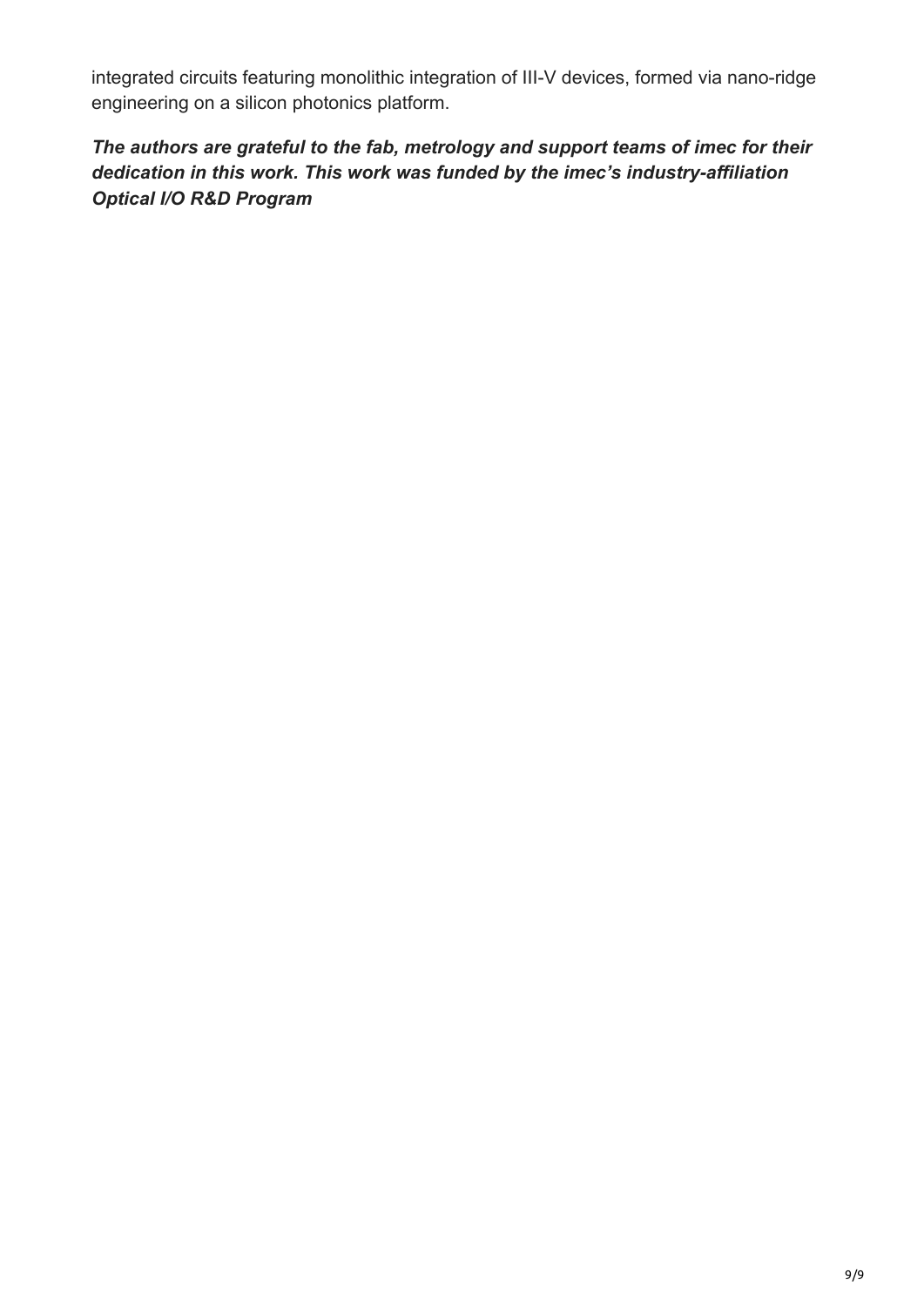integrated circuits featuring monolithic integration of III-V devices, formed via nano-ridge engineering on a silicon photonics platform.

***The authors are grateful to the fab, metrology and support teams of imec for their dedication in this work. This work was funded by the imec's industry-affiliation Optical I/O R&D Program***